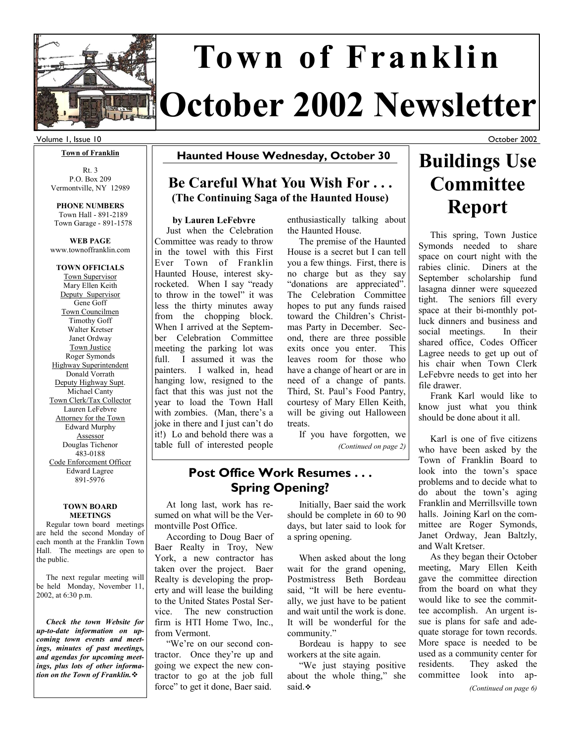# Town of Franklin October 2002 Newsletter

Volume 1, Issue 10 — October 2002

**Town of Franklin**

Rt. 3
P.O. Box 209
Vermontville, NY 12989

**PHONE NUMBERS**
Town Hall - 891-2189
Town Garage - 891-1578

**WEB PAGE**
www.townoffranklin.com

**TOWN OFFICIALS**

Town Supervisor
Mary Ellen Keith

Deputy Supervisor
Gene Goff

Town Councilmen
Timothy Goff
Walter Kretser
Janet Ordway

Town Justice
Roger Symonds

Highway Superintendent
Donald Vorrath

Deputy Highway Supt.
Michael Canty

Town Clerk/Tax Collector
Lauren LeFebvre

Attorney for the Town
Edward Murphy

Assessor
Douglas Tichenor
483-0188

Code Enforcement Officer
Edward Lagree
891-5976

**TOWN BOARD MEETINGS**

Regular town board meetings are held the second Monday of each month at the Franklin Town Hall. The meetings are open to the public.

The next regular meeting will be held Monday, November 11, 2002, at 6:30 p.m.

***Check the town Website for up-to-date information on upcoming town events and meetings, minutes of past meetings, and agendas for upcoming meetings, plus lots of other information on the Town of Franklin.***❖

## Haunted House Wednesday, October 30

### Be Careful What You Wish For . . . (The Continuing Saga of the Haunted House)

**by Lauren LeFebvre**

Just when the Celebration Committee was ready to throw in the towel with this First Ever Town of Franklin Haunted House, interest skyrocketed. When I say "ready to throw in the towel" it was less the thirty minutes away from the chopping block. When I arrived at the September Celebration Committee meeting the parking lot was full. I assumed it was the painters. I walked in, head hanging low, resigned to the fact that this was just not the year to load the Town Hall with zombies. (Man, there's a joke in there and I just can't do it!) Lo and behold there was a table full of interested people enthusiastically talking about the Haunted House.

The premise of the Haunted House is a secret but I can tell you a few things. First, there is no charge but as they say "donations are appreciated". The Celebration Committee hopes to put any funds raised toward the Children's Christmas Party in December. Second, there are three possible exits once you enter. This leaves room for those who have a change of heart or are in need of a change of pants. Third, St. Paul's Food Pantry, courtesy of Mary Ellen Keith, will be giving out Halloween treats.

If you have forgotten, we

*(Continued on page 2)*

## Post Office Work Resumes . . . Spring Opening?

At long last, work has resumed on what will be the Vermontville Post Office.

According to Doug Baer of Baer Realty in Troy, New York, a new contractor has taken over the project. Baer Realty is developing the property and will lease the building to the United States Postal Service. The new construction firm is HTI Home Two, Inc., from Vermont.

"We're on our second contractor. Once they're up and going we expect the new contractor to go at the job full force" to get it done, Baer said.

Initially, Baer said the work should be complete in 60 to 90 days, but later said to look for a spring opening.

When asked about the long wait for the grand opening, Postmistress Beth Bordeau said, "It will be here eventually, we just have to be patient and wait until the work is done. It will be wonderful for the community."

Bordeau is happy to see workers at the site again.

"We just staying positive about the whole thing," she said.❖

## Buildings Use Committee Report

This spring, Town Justice Symonds needed to share space on court night with the rabies clinic. Diners at the September scholarship fund lasagna dinner were squeezed tight. The seniors fill every space at their bi-monthly potluck dinners and business and social meetings. In their shared office, Codes Officer Lagree needs to get up out of his chair when Town Clerk LeFebvre needs to get into her file drawer.

Frank Karl would like to know just what you think should be done about it all.

Karl is one of five citizens who have been asked by the Town of Franklin Board to look into the town's space problems and to decide what to do about the town's aging Franklin and Merrillsville town halls. Joining Karl on the committee are Roger Symonds, Janet Ordway, Jean Baltzly, and Walt Kretser.

As they began their October meeting, Mary Ellen Keith gave the committee direction from the board on what they would like to see the committee accomplish. An urgent issue is plans for safe and adequate storage for town records. More space is needed to be used as a community center for residents. They asked the committee look into ap-

*(Continued on page 6)*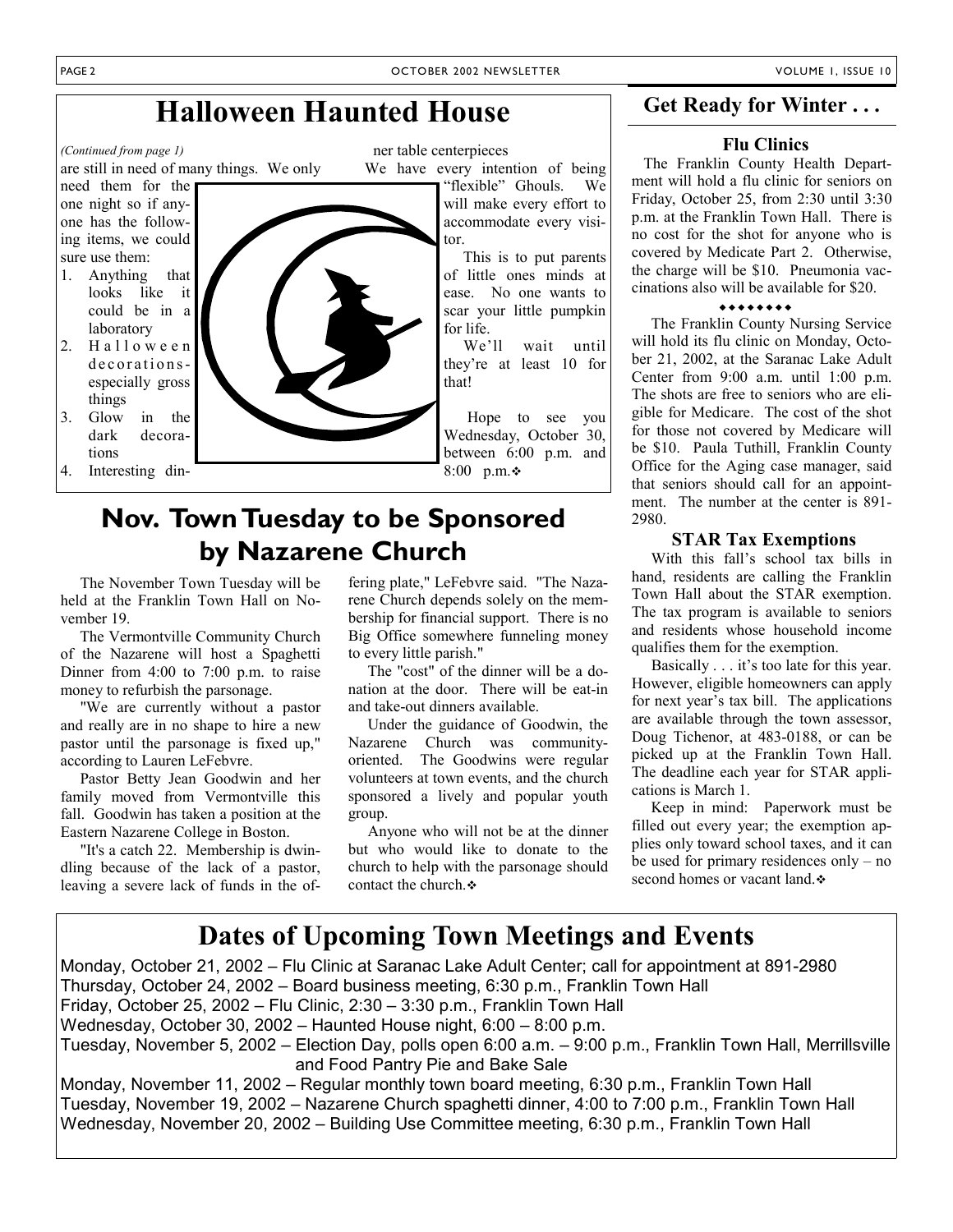## Halloween Haunted House

*(Continued from page 1)*

are still in need of many things. We only need them for the one night so if anyone has the following items, we could sure use them:

1. Anything that looks like it could be in a laboratory
2. Halloween decorations- especially gross things
3. Glow in the dark decorations
4. Interesting dinner table centerpieces

We have every intention of being "flexible" Ghouls. We will make every effort to accommodate every visitor.

This is to put parents of little ones minds at ease. No one wants to scar your little pumpkin for life.

We'll wait until they're at least 10 for that!

Hope to see you Wednesday, October 30, between 6:00 p.m. and 8:00 p.m.❖

## Nov. Town Tuesday to be Sponsored by Nazarene Church

The November Town Tuesday will be held at the Franklin Town Hall on November 19.

The Vermontville Community Church of the Nazarene will host a Spaghetti Dinner from 4:00 to 7:00 p.m. to raise money to refurbish the parsonage.

"We are currently without a pastor and really are in no shape to hire a new pastor until the parsonage is fixed up," according to Lauren LeFebvre.

Pastor Betty Jean Goodwin and her family moved from Vermontville this fall. Goodwin has taken a position at the Eastern Nazarene College in Boston.

"It's a catch 22. Membership is dwindling because of the lack of a pastor, leaving a severe lack of funds in the offering plate," LeFebvre said. "The Nazarene Church depends solely on the membership for financial support. There is no Big Office somewhere funneling money to every little parish."

The "cost" of the dinner will be a donation at the door. There will be eat-in and take-out dinners available.

Under the guidance of Goodwin, the Nazarene Church was community-oriented. The Goodwins were regular volunteers at town events, and the church sponsored a lively and popular youth group.

Anyone who will not be at the dinner but who would like to donate to the church to help with the parsonage should contact the church.❖

## Get Ready for Winter . . .

### Flu Clinics

The Franklin County Health Department will hold a flu clinic for seniors on Friday, October 25, from 2:30 until 3:30 p.m. at the Franklin Town Hall. There is no cost for the shot for anyone who is covered by Medicate Part 2. Otherwise, the charge will be $10. Pneumonia vaccinations also will be available for $20.

♦♦♦♦♦♦♦♦

The Franklin County Nursing Service will hold its flu clinic on Monday, October 21, 2002, at the Saranac Lake Adult Center from 9:00 a.m. until 1:00 p.m. The shots are free to seniors who are eligible for Medicare. The cost of the shot for those not covered by Medicare will be $10. Paula Tuthill, Franklin County Office for the Aging case manager, said that seniors should call for an appointment. The number at the center is 891-2980.

### STAR Tax Exemptions

With this fall's school tax bills in hand, residents are calling the Franklin Town Hall about the STAR exemption. The tax program is available to seniors and residents whose household income qualifies them for the exemption.

Basically . . . it's too late for this year. However, eligible homeowners can apply for next year's tax bill. The applications are available through the town assessor, Doug Tichenor, at 483-0188, or can be picked up at the Franklin Town Hall. The deadline each year for STAR applications is March 1.

Keep in mind: Paperwork must be filled out every year; the exemption applies only toward school taxes, and it can be used for primary residences only – no second homes or vacant land.❖

## Dates of Upcoming Town Meetings and Events

Monday, October 21, 2002 – Flu Clinic at Saranac Lake Adult Center; call for appointment at 891-2980
Thursday, October 24, 2002 – Board business meeting, 6:30 p.m., Franklin Town Hall
Friday, October 25, 2002 – Flu Clinic, 2:30 – 3:30 p.m., Franklin Town Hall
Wednesday, October 30, 2002 – Haunted House night, 6:00 – 8:00 p.m.
Tuesday, November 5, 2002 – Election Day, polls open 6:00 a.m. – 9:00 p.m., Franklin Town Hall, Merrillsville and Food Pantry Pie and Bake Sale
Monday, November 11, 2002 – Regular monthly town board meeting, 6:30 p.m., Franklin Town Hall
Tuesday, November 19, 2002 – Nazarene Church spaghetti dinner, 4:00 to 7:00 p.m., Franklin Town Hall
Wednesday, November 20, 2002 – Building Use Committee meeting, 6:30 p.m., Franklin Town Hall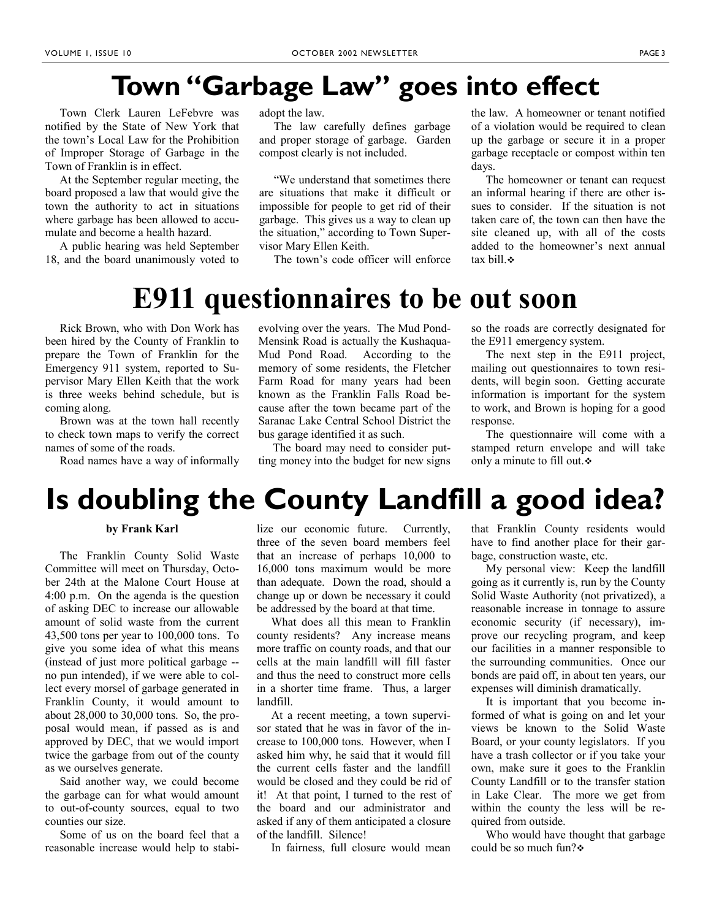# Town "Garbage Law" goes into effect

Town Clerk Lauren LeFebvre was notified by the State of New York that the town's Local Law for the Prohibition of Improper Storage of Garbage in the Town of Franklin is in effect.

At the September regular meeting, the board proposed a law that would give the town the authority to act in situations where garbage has been allowed to accumulate and become a health hazard.

A public hearing was held September 18, and the board unanimously voted to adopt the law.

The law carefully defines garbage and proper storage of garbage. Garden compost clearly is not included.

"We understand that sometimes there are situations that make it difficult or impossible for people to get rid of their garbage. This gives us a way to clean up the situation," according to Town Supervisor Mary Ellen Keith.

The town's code officer will enforce the law. A homeowner or tenant notified of a violation would be required to clean up the garbage or secure it in a proper garbage receptacle or compost within ten days.

The homeowner or tenant can request an informal hearing if there are other issues to consider. If the situation is not taken care of, the town can then have the site cleaned up, with all of the costs added to the homeowner's next annual tax bill.❖

# E911 questionnaires to be out soon

Rick Brown, who with Don Work has been hired by the County of Franklin to prepare the Town of Franklin for the Emergency 911 system, reported to Supervisor Mary Ellen Keith that the work is three weeks behind schedule, but is coming along.

Brown was at the town hall recently to check town maps to verify the correct names of some of the roads.

Road names have a way of informally evolving over the years. The Mud Pond-Mensink Road is actually the Kushaqua-Mud Pond Road. According to the memory of some residents, the Fletcher Farm Road for many years had been known as the Franklin Falls Road because after the town became part of the Saranac Lake Central School District the bus garage identified it as such.

The board may need to consider putting money into the budget for new signs so the roads are correctly designated for the E911 emergency system.

The next step in the E911 project, mailing out questionnaires to town residents, will begin soon. Getting accurate information is important for the system to work, and Brown is hoping for a good response.

The questionnaire will come with a stamped return envelope and will take only a minute to fill out.❖

# Is doubling the County Landfill a good idea?

**by Frank Karl**

The Franklin County Solid Waste Committee will meet on Thursday, October 24th at the Malone Court House at 4:00 p.m. On the agenda is the question of asking DEC to increase our allowable amount of solid waste from the current 43,500 tons per year to 100,000 tons. To give you some idea of what this means (instead of just more political garbage -- no pun intended), if we were able to collect every morsel of garbage generated in Franklin County, it would amount to about 28,000 to 30,000 tons. So, the proposal would mean, if passed as is and approved by DEC, that we would import twice the garbage from out of the county as we ourselves generate.

Said another way, we could become the garbage can for what would amount to out-of-county sources, equal to two counties our size.

Some of us on the board feel that a reasonable increase would help to stabilize our economic future. Currently, three of the seven board members feel that an increase of perhaps 10,000 to 16,000 tons maximum would be more than adequate. Down the road, should a change up or down be necessary it could be addressed by the board at that time.

What does all this mean to Franklin county residents? Any increase means more traffic on county roads, and that our cells at the main landfill will fill faster and thus the need to construct more cells in a shorter time frame. Thus, a larger landfill.

At a recent meeting, a town supervisor stated that he was in favor of the increase to 100,000 tons. However, when I asked him why, he said that it would fill the current cells faster and the landfill would be closed and they could be rid of it! At that point, I turned to the rest of the board and our administrator and asked if any of them anticipated a closure of the landfill. Silence!

In fairness, full closure would mean that Franklin County residents would have to find another place for their garbage, construction waste, etc.

My personal view: Keep the landfill going as it currently is, run by the County Solid Waste Authority (not privatized), a reasonable increase in tonnage to assure economic security (if necessary), improve our recycling program, and keep our facilities in a manner responsible to the surrounding communities. Once our bonds are paid off, in about ten years, our expenses will diminish dramatically.

It is important that you become informed of what is going on and let your views be known to the Solid Waste Board, or your county legislators. If you have a trash collector or if you take your own, make sure it goes to the Franklin County Landfill or to the transfer station in Lake Clear. The more we get from within the county the less will be required from outside.

Who would have thought that garbage could be so much fun?❖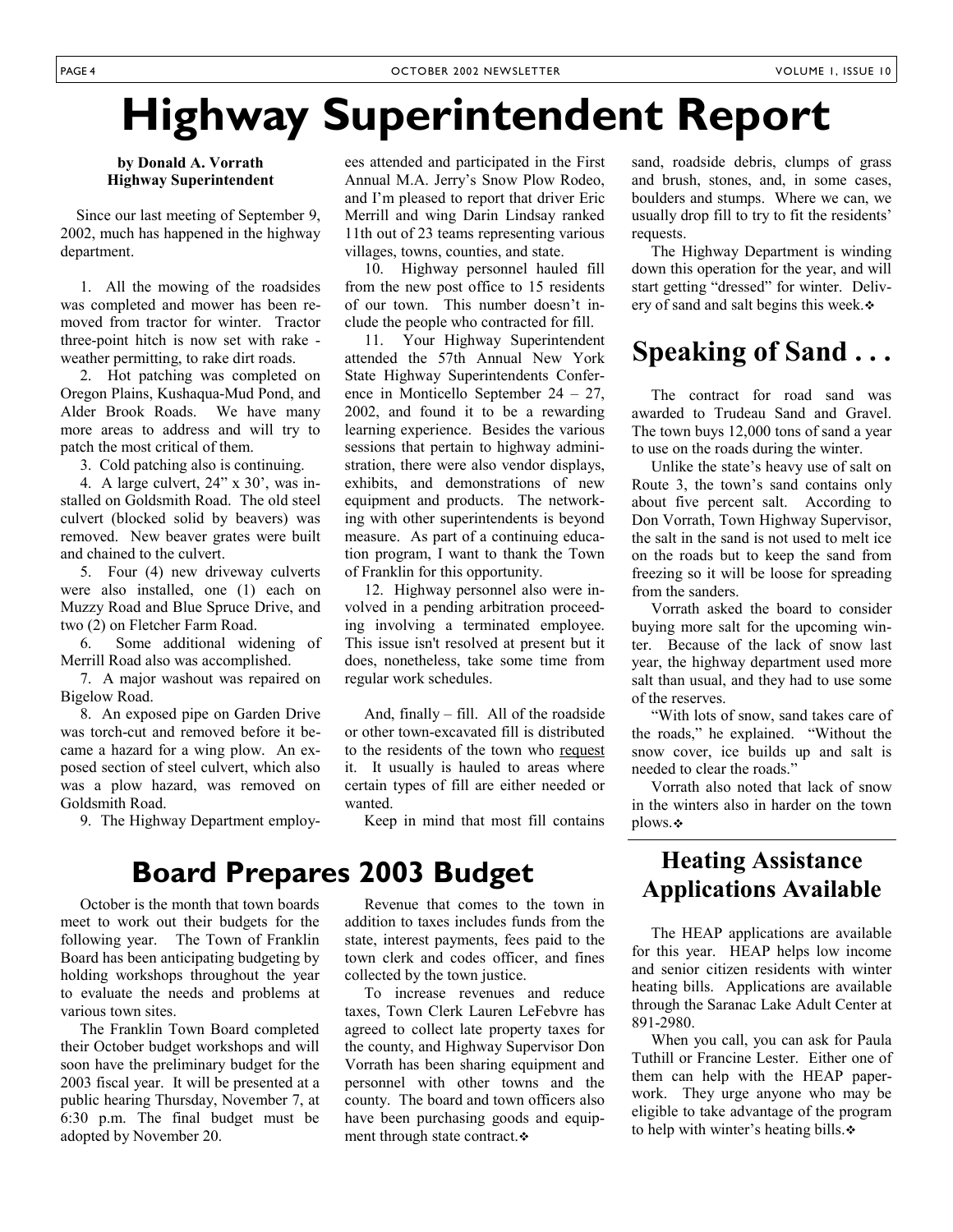# Highway Superintendent Report

**by Donald A. Vorrath**
**Highway Superintendent**

Since our last meeting of September 9, 2002, much has happened in the highway department.

1. All the mowing of the roadsides was completed and mower has been removed from tractor for winter. Tractor three-point hitch is now set with rake - weather permitting, to rake dirt roads.
2. Hot patching was completed on Oregon Plains, Kushaqua-Mud Pond, and Alder Brook Roads. We have many more areas to address and will try to patch the most critical of them.
3. Cold patching also is continuing.
4. A large culvert, 24" x 30', was installed on Goldsmith Road. The old steel culvert (blocked solid by beavers) was removed. New beaver grates were built and chained to the culvert.
5. Four (4) new driveway culverts were also installed, one (1) each on Muzzy Road and Blue Spruce Drive, and two (2) on Fletcher Farm Road.
6. Some additional widening of Merrill Road also was accomplished.
7. A major washout was repaired on Bigelow Road.
8. An exposed pipe on Garden Drive was torch-cut and removed before it became a hazard for a wing plow. An exposed section of steel culvert, which also was a plow hazard, was removed on Goldsmith Road.
9. The Highway Department employees attended and participated in the First Annual M.A. Jerry's Snow Plow Rodeo, and I'm pleased to report that driver Eric Merrill and wing Darin Lindsay ranked 11th out of 23 teams representing various villages, towns, counties, and state.
10. Highway personnel hauled fill from the new post office to 15 residents of our town. This number doesn't include the people who contracted for fill.
11. Your Highway Superintendent attended the 57th Annual New York State Highway Superintendents Conference in Monticello September 24 – 27, 2002, and found it to be a rewarding learning experience. Besides the various sessions that pertain to highway administration, there were also vendor displays, exhibits, and demonstrations of new equipment and products. The networking with other superintendents is beyond measure. As part of a continuing education program, I want to thank the Town of Franklin for this opportunity.
12. Highway personnel also were involved in a pending arbitration proceeding involving a terminated employee. This issue isn't resolved at present but it does, nonetheless, take some time from regular work schedules.

And, finally – fill. All of the roadside or other town-excavated fill is distributed to the residents of the town who request it. It usually is hauled to areas where certain types of fill are either needed or wanted.

Keep in mind that most fill contains sand, roadside debris, clumps of grass and brush, stones, and, in some cases, boulders and stumps. Where we can, we usually drop fill to try to fit the residents' requests.

The Highway Department is winding down this operation for the year, and will start getting "dressed" for winter. Delivery of sand and salt begins this week.❖

## Speaking of Sand . . .

The contract for road sand was awarded to Trudeau Sand and Gravel. The town buys 12,000 tons of sand a year to use on the roads during the winter.

Unlike the state's heavy use of salt on Route 3, the town's sand contains only about five percent salt. According to Don Vorrath, Town Highway Supervisor, the salt in the sand is not used to melt ice on the roads but to keep the sand from freezing so it will be loose for spreading from the sanders.

Vorrath asked the board to consider buying more salt for the upcoming winter. Because of the lack of snow last year, the highway department used more salt than usual, and they had to use some of the reserves.

"With lots of snow, sand takes care of the roads," he explained. "Without the snow cover, ice builds up and salt is needed to clear the roads."

Vorrath also noted that lack of snow in the winters also in harder on the town plows.❖

## Board Prepares 2003 Budget

October is the month that town boards meet to work out their budgets for the following year. The Town of Franklin Board has been anticipating budgeting by holding workshops throughout the year to evaluate the needs and problems at various town sites.

The Franklin Town Board completed their October budget workshops and will soon have the preliminary budget for the 2003 fiscal year. It will be presented at a public hearing Thursday, November 7, at 6:30 p.m. The final budget must be adopted by November 20.

Revenue that comes to the town in addition to taxes includes funds from the state, interest payments, fees paid to the town clerk and codes officer, and fines collected by the town justice.

To increase revenues and reduce taxes, Town Clerk Lauren LeFebvre has agreed to collect late property taxes for the county, and Highway Supervisor Don Vorrath has been sharing equipment and personnel with other towns and the county. The board and town officers also have been purchasing goods and equipment through state contract.❖

## Heating Assistance Applications Available

The HEAP applications are available for this year. HEAP helps low income and senior citizen residents with winter heating bills. Applications are available through the Saranac Lake Adult Center at 891-2980.

When you call, you can ask for Paula Tuthill or Francine Lester. Either one of them can help with the HEAP paperwork. They urge anyone who may be eligible to take advantage of the program to help with winter's heating bills.❖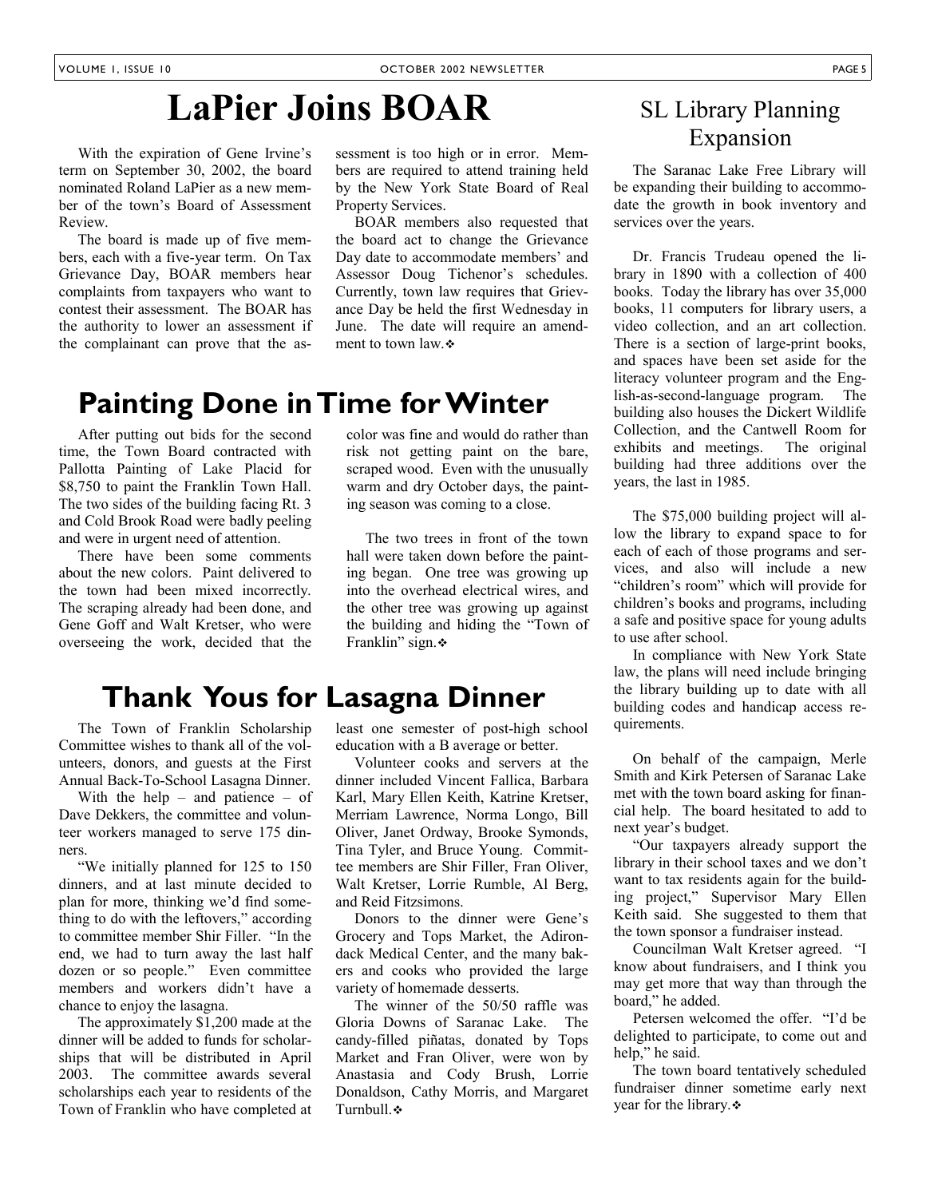# LaPier Joins BOAR

With the expiration of Gene Irvine's term on September 30, 2002, the board nominated Roland LaPier as a new member of the town's Board of Assessment Review.

The board is made up of five members, each with a five-year term. On Tax Grievance Day, BOAR members hear complaints from taxpayers who want to contest their assessment. The BOAR has the authority to lower an assessment if the complainant can prove that the assessment is too high or in error. Members are required to attend training held by the New York State Board of Real Property Services.

BOAR members also requested that the board act to change the Grievance Day date to accommodate members' and Assessor Doug Tichenor's schedules. Currently, town law requires that Grievance Day be held the first Wednesday in June. The date will require an amendment to town law.❖

# Painting Done in Time for Winter

After putting out bids for the second time, the Town Board contracted with Pallotta Painting of Lake Placid for $8,750 to paint the Franklin Town Hall. The two sides of the building facing Rt. 3 and Cold Brook Road were badly peeling and were in urgent need of attention.

There have been some comments about the new colors. Paint delivered to the town had been mixed incorrectly. The scraping already had been done, and Gene Goff and Walt Kretser, who were overseeing the work, decided that the color was fine and would do rather than risk not getting paint on the bare, scraped wood. Even with the unusually warm and dry October days, the painting season was coming to a close.

The two trees in front of the town hall were taken down before the painting began. One tree was growing up into the overhead electrical wires, and the other tree was growing up against the building and hiding the "Town of Franklin" sign.❖

# Thank Yous for Lasagna Dinner

The Town of Franklin Scholarship Committee wishes to thank all of the volunteers, donors, and guests at the First Annual Back-To-School Lasagna Dinner.

With the help – and patience – of Dave Dekkers, the committee and volunteer workers managed to serve 175 dinners.

"We initially planned for 125 to 150 dinners, and at last minute decided to plan for more, thinking we'd find something to do with the leftovers," according to committee member Shir Filler. "In the end, we had to turn away the last half dozen or so people." Even committee members and workers didn't have a chance to enjoy the lasagna.

The approximately $1,200 made at the dinner will be added to funds for scholarships that will be distributed in April 2003. The committee awards several scholarships each year to residents of the Town of Franklin who have completed at least one semester of post-high school education with a B average or better.

Volunteer cooks and servers at the dinner included Vincent Fallica, Barbara Karl, Mary Ellen Keith, Katrine Kretser, Merriam Lawrence, Norma Longo, Bill Oliver, Janet Ordway, Brooke Symonds, Tina Tyler, and Bruce Young. Committee members are Shir Filler, Fran Oliver, Walt Kretser, Lorrie Rumble, Al Berg, and Reid Fitzsimons.

Donors to the dinner were Gene's Grocery and Tops Market, the Adirondack Medical Center, and the many bakers and cooks who provided the large variety of homemade desserts.

The winner of the 50/50 raffle was Gloria Downs of Saranac Lake. The candy-filled piñatas, donated by Tops Market and Fran Oliver, were won by Anastasia and Cody Brush, Lorrie Donaldson, Cathy Morris, and Margaret Turnbull.❖

## SL Library Planning Expansion

The Saranac Lake Free Library will be expanding their building to accommodate the growth in book inventory and services over the years.

Dr. Francis Trudeau opened the library in 1890 with a collection of 400 books. Today the library has over 35,000 books, 11 computers for library users, a video collection, and an art collection. There is a section of large-print books, and spaces have been set aside for the literacy volunteer program and the English-as-second-language program. The building also houses the Dickert Wildlife Collection, and the Cantwell Room for exhibits and meetings. The original building had three additions over the years, the last in 1985.

The $75,000 building project will allow the library to expand space to for each of each of those programs and services, and also will include a new "children's room" which will provide for children's books and programs, including a safe and positive space for young adults to use after school.

In compliance with New York State law, the plans will need include bringing the library building up to date with all building codes and handicap access requirements.

On behalf of the campaign, Merle Smith and Kirk Petersen of Saranac Lake met with the town board asking for financial help. The board hesitated to add to next year's budget.

"Our taxpayers already support the library in their school taxes and we don't want to tax residents again for the building project," Supervisor Mary Ellen Keith said. She suggested to them that the town sponsor a fundraiser instead.

Councilman Walt Kretser agreed. "I know about fundraisers, and I think you may get more that way than through the board," he added.

Petersen welcomed the offer. "I'd be delighted to participate, to come out and help," he said.

The town board tentatively scheduled fundraiser dinner sometime early next year for the library.❖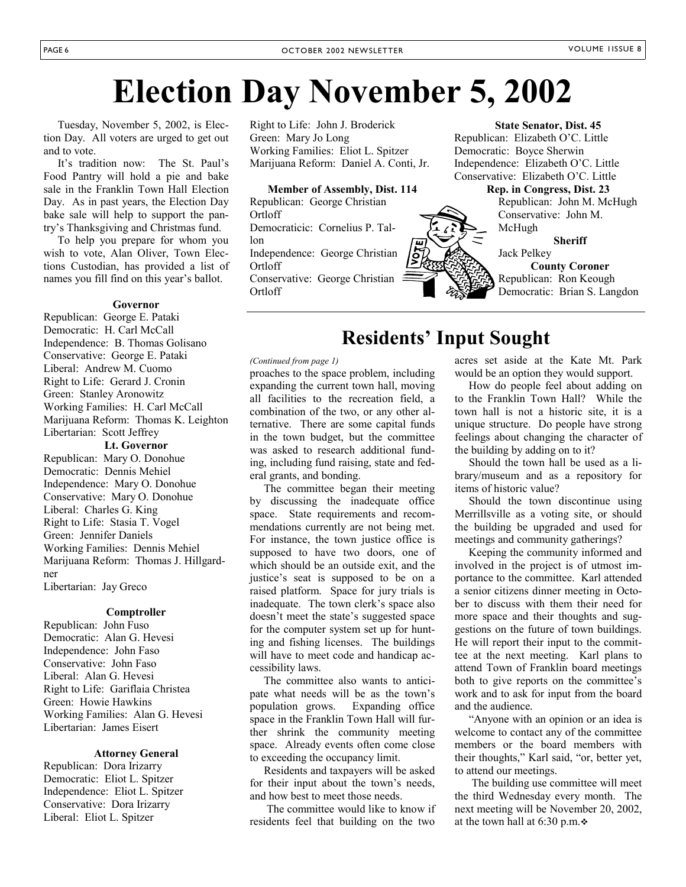# Election Day November 5, 2002

Tuesday, November 5, 2002, is Election Day. All voters are urged to get out and to vote.

It's tradition now: The St. Paul's Food Pantry will hold a pie and bake sale in the Franklin Town Hall Election Day. As in past years, the Election Day bake sale will help to support the pantry's Thanksgiving and Christmas fund.

To help you prepare for whom you wish to vote, Alan Oliver, Town Elections Custodian, has provided a list of names you fill find on this year's ballot.

**Governor**

Republican: George E. Pataki
Democratic: H. Carl McCall
Independence: B. Thomas Golisano
Conservative: George E. Pataki
Liberal: Andrew M. Cuomo
Right to Life: Gerard J. Cronin
Green: Stanley Aronowitz
Working Families: H. Carl McCall
Marijuana Reform: Thomas K. Leighton
Libertarian: Scott Jeffrey

**Lt. Governor**

Republican: Mary O. Donohue
Democratic: Dennis Mehiel
Independence: Mary O. Donohue
Conservative: Mary O. Donohue
Liberal: Charles G. King
Right to Life: Stasia T. Vogel
Green: Jennifer Daniels
Working Families: Dennis Mehiel
Marijuana Reform: Thomas J. Hillgardner
Libertarian: Jay Greco

**Comptroller**

Republican: John Fuso
Democratic: Alan G. Hevesi
Independence: John Faso
Conservative: John Faso
Liberal: Alan G. Hevesi
Right to Life: Gariflaia Christea
Green: Howie Hawkins
Working Families: Alan G. Hevesi
Libertarian: James Eisert

**Attorney General**

Republican: Dora Irizarry
Democratic: Eliot L. Spitzer
Independence: Eliot L. Spitzer
Conservative: Dora Irizarry
Liberal: Eliot L. Spitzer
Right to Life: John J. Broderick
Green: Mary Jo Long
Working Families: Eliot L. Spitzer
Marijuana Reform: Daniel A. Conti, Jr.

**Member of Assembly, Dist. 114**

Republican: George Christian Ortloff
Democraticic: Cornelius P. Tallon
Independence: George Christian Ortloff
Conservative: George Christian Ortloff

**State Senator, Dist. 45**

Republican: Elizabeth O'C. Little
Democratic: Boyce Sherwin
Independence: Elizabeth O'C. Little
Conservative: Elizabeth O'C. Little

**Rep. in Congress, Dist. 23**

Republican: John M. McHugh
Conservative: John M. McHugh

**Sheriff**

Jack Pelkey

**County Coroner**

Republican: Ron Keough
Democratic: Brian S. Langdon

## Residents' Input Sought

*(Continued from page 1)*

proaches to the space problem, including expanding the current town hall, moving all facilities to the recreation field, a combination of the two, or any other alternative. There are some capital funds in the town budget, but the committee was asked to research additional funding, including fund raising, state and federal grants, and bonding.

The committee began their meeting by discussing the inadequate office space. State requirements and recommendations currently are not being met. For instance, the town justice office is supposed to have two doors, one of which should be an outside exit, and the justice's seat is supposed to be on a raised platform. Space for jury trials is inadequate. The town clerk's space also doesn't meet the state's suggested space for the computer system set up for hunting and fishing licenses. The buildings will have to meet code and handicap accessibility laws.

The committee also wants to anticipate what needs will be as the town's population grows. Expanding office space in the Franklin Town Hall will further shrink the community meeting space. Already events often come close to exceeding the occupancy limit.

Residents and taxpayers will be asked for their input about the town's needs, and how best to meet those needs.

The committee would like to know if residents feel that building on the two acres set aside at the Kate Mt. Park would be an option they would support.

How do people feel about adding on to the Franklin Town Hall? While the town hall is not a historic site, it is a unique structure. Do people have strong feelings about changing the character of the building by adding on to it?

Should the town hall be used as a library/museum and as a repository for items of historic value?

Should the town discontinue using Merrillsville as a voting site, or should the building be upgraded and used for meetings and community gatherings?

Keeping the community informed and involved in the project is of utmost importance to the committee. Karl attended a senior citizens dinner meeting in October to discuss with them their need for more space and their thoughts and suggestions on the future of town buildings. He will report their input to the committee at the next meeting. Karl plans to attend Town of Franklin board meetings both to give reports on the committee's work and to ask for input from the board and the audience.

"Anyone with an opinion or an idea is welcome to contact any of the committee members or the board members with their thoughts," Karl said, "or, better yet, to attend our meetings.

The building use committee will meet the third Wednesday every month. The next meeting will be November 20, 2002, at the town hall at 6:30 p.m.❖